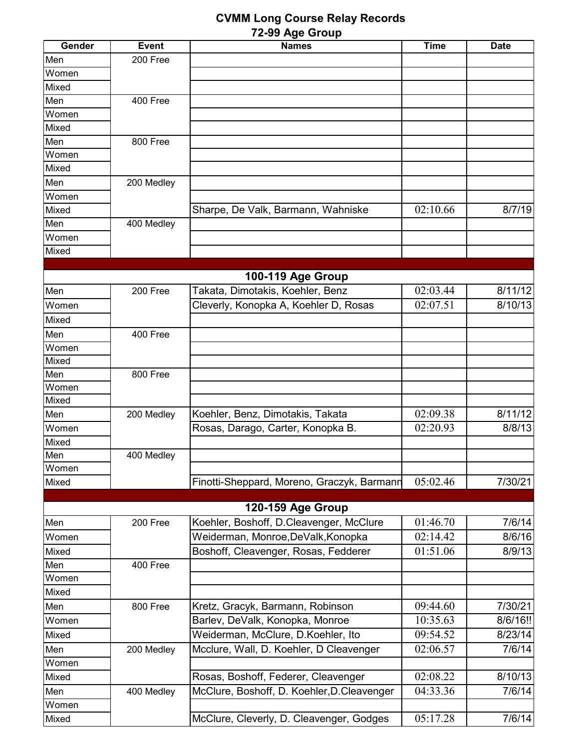# CVMM Long Course Relay Records

## 72-99 Age Group

| Gender | Event | Names | Time | Date |
|---|---|---|---|---|
| Men | 200 Free | | | |
| Women | | | | |
| Mixed | | | | |
| Men | 400 Free | | | |
| Women | | | | |
| Mixed | | | | |
| Men | 800 Free | | | |
| Women | | | | |
| Mixed | | | | |
| Men | 200 Medley | | | |
| Women | | | | |
| Mixed | | Sharpe, De Valk, Barmann, Wahniske | 02:10.66 | 8/7/19 |
| Men | 400 Medley | | | |
| Women | | | | |
| Mixed | | | | |

## 100-119 Age Group

| Gender | Event | Names | Time | Date |
|---|---|---|---|---|
| Men | 200 Free | Takata, Dimotakis, Koehler, Benz | 02:03.44 | 8/11/12 |
| Women | | Cleverly, Konopka A, Koehler D, Rosas | 02:07.51 | 8/10/13 |
| Mixed | | | | |
| Men | 400 Free | | | |
| Women | | | | |
| Mixed | | | | |
| Men | 800 Free | | | |
| Women | | | | |
| Mixed | | | | |
| Men | 200 Medley | Koehler, Benz, Dimotakis, Takata | 02:09.38 | 8/11/12 |
| Women | | Rosas, Darago, Carter, Konopka B. | 02:20.93 | 8/8/13 |
| Mixed | | | | |
| Men | 400 Medley | | | |
| Women | | | | |
| Mixed | | Finotti-Sheppard, Moreno, Graczyk, Barmann | 05:02.46 | 7/30/21 |

## 120-159 Age Group

| Gender | Event | Names | Time | Date |
|---|---|---|---|---|
| Men | 200 Free | Koehler, Boshoff, D.Cleavenger, McClure | 01:46.70 | 7/6/14 |
| Women | | Weiderman, Monroe,DeValk,Konopka | 02:14.42 | 8/6/16 |
| Mixed | | Boshoff, Cleavenger, Rosas, Fedderer | 01:51.06 | 8/9/13 |
| Men | 400 Free | | | |
| Women | | | | |
| Mixed | | | | |
| Men | 800 Free | Kretz, Gracyk, Barmann, Robinson | 09:44.60 | 7/30/21 |
| Women | | Barlev, DeValk, Konopka, Monroe | 10:35.63 | 8/6/16!! |
| Mixed | | Weiderman, McClure, D.Koehler, Ito | 09:54.52 | 8/23/14 |
| Men | 200 Medley | Mcclure, Wall, D. Koehler, D Cleavenger | 02:06.57 | 7/6/14 |
| Women | | | | |
| Mixed | | Rosas, Boshoff, Federer, Cleavenger | 02:08.22 | 8/10/13 |
| Men | 400 Medley | McClure, Boshoff, D. Koehler,D.Cleavenger | 04:33.36 | 7/6/14 |
| Women | | | | |
| Mixed | | McClure, Cleverly, D. Cleavenger, Godges | 05:17.28 | 7/6/14 |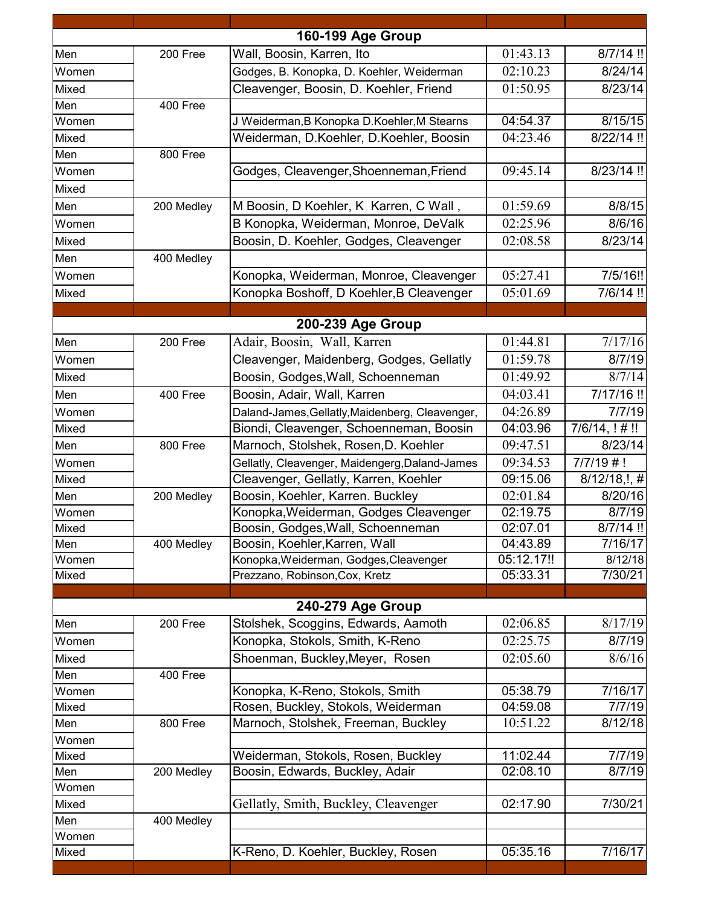| | | | | |
|---|---|---|---|---|
| | | **160-199 Age Group** | | |
| Men | 200 Free | Wall, Boosin, Karren, Ito | 01:43.13 | 8/7/14 !! |
| Women | | Godges, B. Konopka, D. Koehler, Weiderman | 02:10.23 | 8/24/14 |
| Mixed | | Cleavenger, Boosin, D. Koehler, Friend | 01:50.95 | 8/23/14 |
| Men | 400 Free | | | |
| Women | | J Weiderman,B Konopka D.Koehler,M Stearns | 04:54.37 | 8/15/15 |
| Mixed | | Weiderman, D.Koehler, D.Koehler, Boosin | 04:23.46 | 8/22/14 !! |
| Men | 800 Free | | | |
| Women | | Godges, Cleavenger,Shoenneman,Friend | 09:45.14 | 8/23/14 !! |
| Mixed | | | | |
| Men | 200 Medley | M Boosin, D Koehler, K Karren, C Wall , | 01:59.69 | 8/8/15 |
| Women | | B Konopka, Weiderman, Monroe, DeValk | 02:25.96 | 8/6/16 |
| Mixed | | Boosin, D. Koehler, Godges, Cleavenger | 02:08.58 | 8/23/14 |
| Men | 400 Medley | | | |
| Women | | Konopka, Weiderman, Monroe, Cleavenger | 05:27.41 | 7/5/16!! |
| Mixed | | Konopka Boshoff, D Koehler,B Cleavenger | 05:01.69 | 7/6/14 !! |
| | | **200-239 Age Group** | | |
| Men | 200 Free | Adair, Boosin, Wall, Karren | 01:44.81 | 7/17/16 |
| Women | | Cleavenger, Maidenberg, Godges, Gellatly | 01:59.78 | 8/7/19 |
| Mixed | | Boosin, Godges,Wall, Schoenneman | 01:49.92 | 8/7/14 |
| Men | 400 Free | Boosin, Adair, Wall, Karren | 04:03.41 | 7/17/16 !! |
| Women | | Daland-James,Gellatly,Maidenberg, Cleavenger, | 04:26.89 | 7/7/19 |
| Mixed | | Biondi, Cleavenger, Schoenneman, Boosin | 04:03.96 | 7/6/14, ! # !! |
| Men | 800 Free | Marnoch, Stolshek, Rosen,D. Koehler | 09:47.51 | 8/23/14 |
| Women | | Gellatly, Cleavenger, Maidengerg,Daland-James | 09:34.53 | 7/7/19 # ! |
| Mixed | | Cleavenger, Gellatly, Karren, Koehler | 09:15.06 | 8/12/18,!, # |
| Men | 200 Medley | Boosin, Koehler, Karren. Buckley | 02:01.84 | 8/20/16 |
| Women | | Konopka,Weiderman, Godges Cleavenger | 02:19.75 | 8/7/19 |
| Mixed | | Boosin, Godges,Wall, Schoenneman | 02:07.01 | 8/7/14 !! |
| Men | 400 Medley | Boosin, Koehler,Karren, Wall | 04:43.89 | 7/16/17 |
| Women | | Konopka,Weiderman, Godges,Cleavenger | 05:12.17!! | 8/12/18 |
| Mixed | | Prezzano, Robinson,Cox, Kretz | 05:33.31 | 7/30/21 |
| | | **240-279 Age Group** | | |
| Men | 200 Free | Stolshek, Scoggins, Edwards, Aamoth | 02:06.85 | 8/17/19 |
| Women | | Konopka, Stokols, Smith, K-Reno | 02:25.75 | 8/7/19 |
| Mixed | | Shoenman, Buckley,Meyer, Rosen | 02:05.60 | 8/6/16 |
| Men | 400 Free | | | |
| Women | | Konopka, K-Reno, Stokols, Smith | 05:38.79 | 7/16/17 |
| Mixed | | Rosen, Buckley, Stokols, Weiderman | 04:59.08 | 7/7/19 |
| Men | 800 Free | Marnoch, Stolshek, Freeman, Buckley | 10:51.22 | 8/12/18 |
| Women | | | | |
| Mixed | | Weiderman, Stokols, Rosen, Buckley | 11:02.44 | 7/7/19 |
| Men | 200 Medley | Boosin, Edwards, Buckley, Adair | 02:08.10 | 8/7/19 |
| Women | | | | |
| Mixed | | Gellatly, Smith, Buckley, Cleavenger | 02:17.90 | 7/30/21 |
| Men | 400 Medley | | | |
| Women | | | | |
| Mixed | | K-Reno, D. Koehler, Buckley, Rosen | 05:35.16 | 7/16/17 |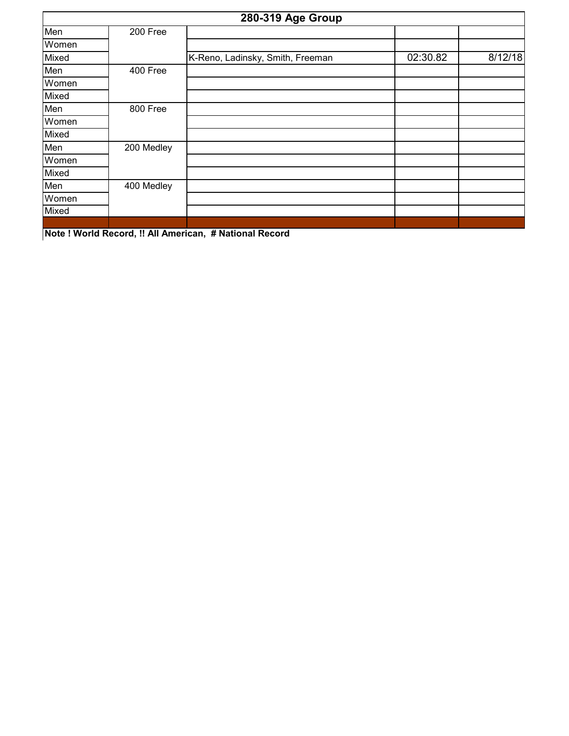| 280-319 Age Group | | | | |
|---|---|---|---|---|
| Men | 200 Free | | | |
| Women | | | | |
| Mixed | | K-Reno, Ladinsky, Smith, Freeman | 02:30.82 | 8/12/18 |
| Men | 400 Free | | | |
| Women | | | | |
| Mixed | | | | |
| Men | 800 Free | | | |
| Women | | | | |
| Mixed | | | | |
| Men | 200 Medley | | | |
| Women | | | | |
| Mixed | | | | |
| Men | 400 Medley | | | |
| Women | | | | |
| Mixed | | | | |

**Note ! World Record, !! All American, # National Record**